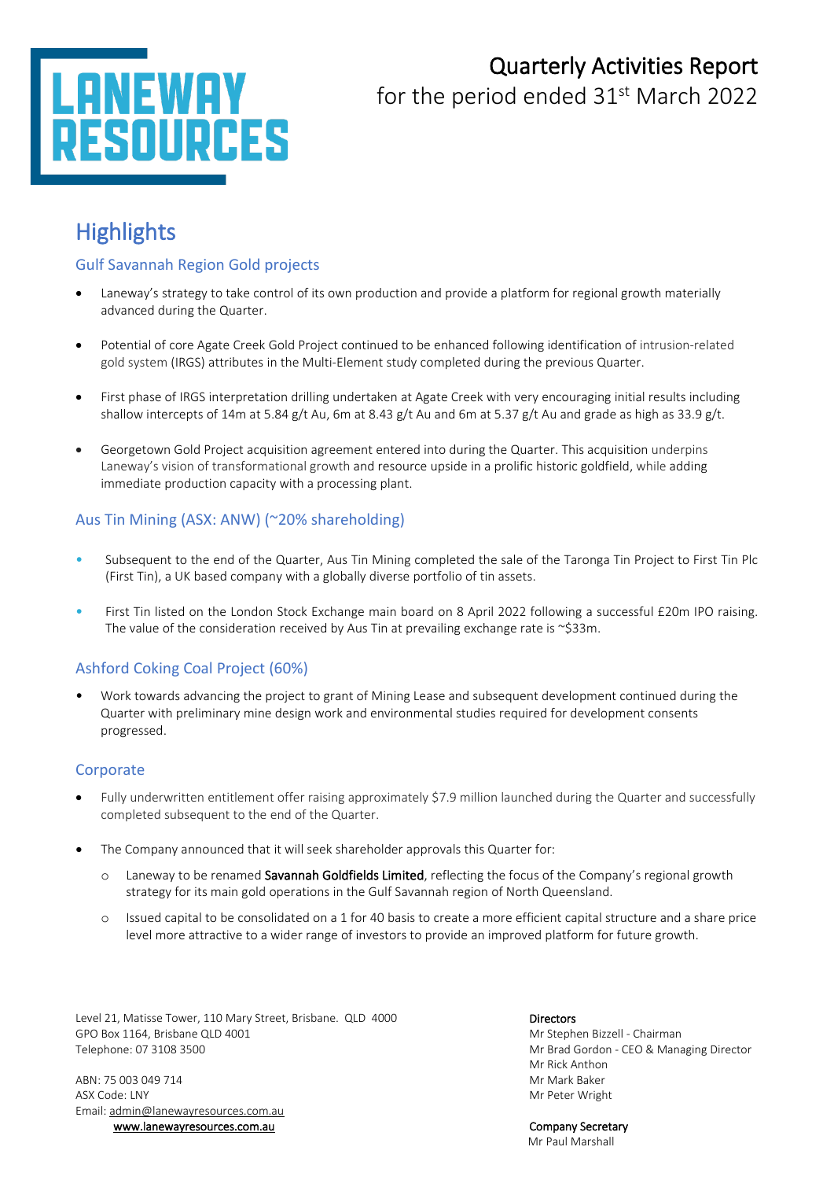# Quarterly Activities Report

for the period ended 31st March 2022

## Highlights

### Gulf Savannah Region Gold projects

- Laneway's strategy to take control of its own production and provide a platform for regional growth materially advanced during the Quarter.
- Potential of core Agate Creek Gold Project continued to be enhanced following identification of intrusion-related gold system (IRGS) attributes in the Multi-Element study completed during the previous Quarter.
- First phase of IRGS interpretation drilling undertaken at Agate Creek with very encouraging initial results including shallow intercepts of 14m at 5.84 g/t Au, 6m at 8.43 g/t Au and 6m at 5.37 g/t Au and grade as high as 33.9 g/t.
- Georgetown Gold Project acquisition agreement entered into during the Quarter. This acquisition underpins Laneway's vision of transformational growth and resource upside in a prolific historic goldfield, while adding immediate production capacity with a processing plant.

### Aus Tin Mining (ASX: ANW) (~20% shareholding)

- Subsequent to the end of the Quarter, Aus Tin Mining completed the sale of the Taronga Tin Project to First Tin Plc (First Tin), a UK based company with a globally diverse portfolio of tin assets.
- First Tin listed on the London Stock Exchange main board on 8 April 2022 following a successful £20m IPO raising. The value of the consideration received by Aus Tin at prevailing exchange rate is ~$33m.

### Ashford Coking Coal Project (60%)

- Work towards advancing the project to grant of Mining Lease and subsequent development continued during the Quarter with preliminary mine design work and environmental studies required for development consents progressed.

### Corporate

- Fully underwritten entitlement offer raising approximately $7.9 million launched during the Quarter and successfully completed subsequent to the end of the Quarter.
- The Company announced that it will seek shareholder approvals this Quarter for:
  - Laneway to be renamed **Savannah Goldfields Limited**, reflecting the focus of the Company's regional growth strategy for its main gold operations in the Gulf Savannah region of North Queensland.
  - Issued capital to be consolidated on a 1 for 40 basis to create a more efficient capital structure and a share price level more attractive to a wider range of investors to provide an improved platform for future growth.

Level 21, Matisse Tower, 110 Mary Street, Brisbane. QLD 4000
GPO Box 1164, Brisbane QLD 4001
Telephone: 07 3108 3500

ABN: 75 003 049 714
ASX Code: LNY
Email: admin@lanewayresources.com.au
www.lanewayresources.com.au

**Directors**
Mr Stephen Bizzell - Chairman
Mr Brad Gordon - CEO & Managing Director
Mr Rick Anthon
Mr Mark Baker
Mr Peter Wright

**Company Secretary**
Mr Paul Marshall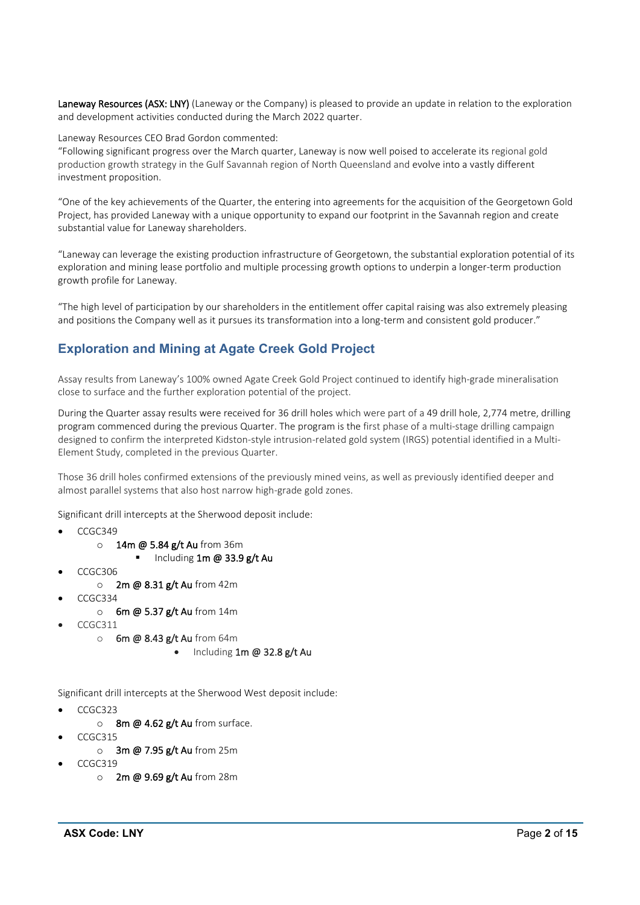**Laneway Resources (ASX: LNY)** (Laneway or the Company) is pleased to provide an update in relation to the exploration and development activities conducted during the March 2022 quarter.

Laneway Resources CEO Brad Gordon commented:
"Following significant progress over the March quarter, Laneway is now well poised to accelerate its regional gold production growth strategy in the Gulf Savannah region of North Queensland and evolve into a vastly different investment proposition.

"One of the key achievements of the Quarter, the entering into agreements for the acquisition of the Georgetown Gold Project, has provided Laneway with a unique opportunity to expand our footprint in the Savannah region and create substantial value for Laneway shareholders.

"Laneway can leverage the existing production infrastructure of Georgetown, the substantial exploration potential of its exploration and mining lease portfolio and multiple processing growth options to underpin a longer-term production growth profile for Laneway.

"The high level of participation by our shareholders in the entitlement offer capital raising was also extremely pleasing and positions the Company well as it pursues its transformation into a long-term and consistent gold producer."

## Exploration and Mining at Agate Creek Gold Project

Assay results from Laneway's 100% owned Agate Creek Gold Project continued to identify high-grade mineralisation close to surface and the further exploration potential of the project.

During the Quarter assay results were received for 36 drill holes which were part of a 49 drill hole, 2,774 metre, drilling program commenced during the previous Quarter. The program is the first phase of a multi-stage drilling campaign designed to confirm the interpreted Kidston-style intrusion-related gold system (IRGS) potential identified in a Multi-Element Study, completed in the previous Quarter.

Those 36 drill holes confirmed extensions of the previously mined veins, as well as previously identified deeper and almost parallel systems that also host narrow high-grade gold zones.

Significant drill intercepts at the Sherwood deposit include:

- CCGC349
  - **14m @ 5.84 g/t Au** from 36m
    - Including **1m @ 33.9 g/t Au**
- CCGC306
  - **2m @ 8.31 g/t Au** from 42m
- CCGC334
  - **6m @ 5.37 g/t Au** from 14m
- CCGC311
  - **6m @ 8.43 g/t Au** from 64m
    - Including **1m @ 32.8 g/t Au**

Significant drill intercepts at the Sherwood West deposit include:

- CCGC323
  - **8m @ 4.62 g/t Au** from surface.
- CCGC315
  - **3m @ 7.95 g/t Au** from 25m
- CCGC319
  - **2m @ 9.69 g/t Au** from 28m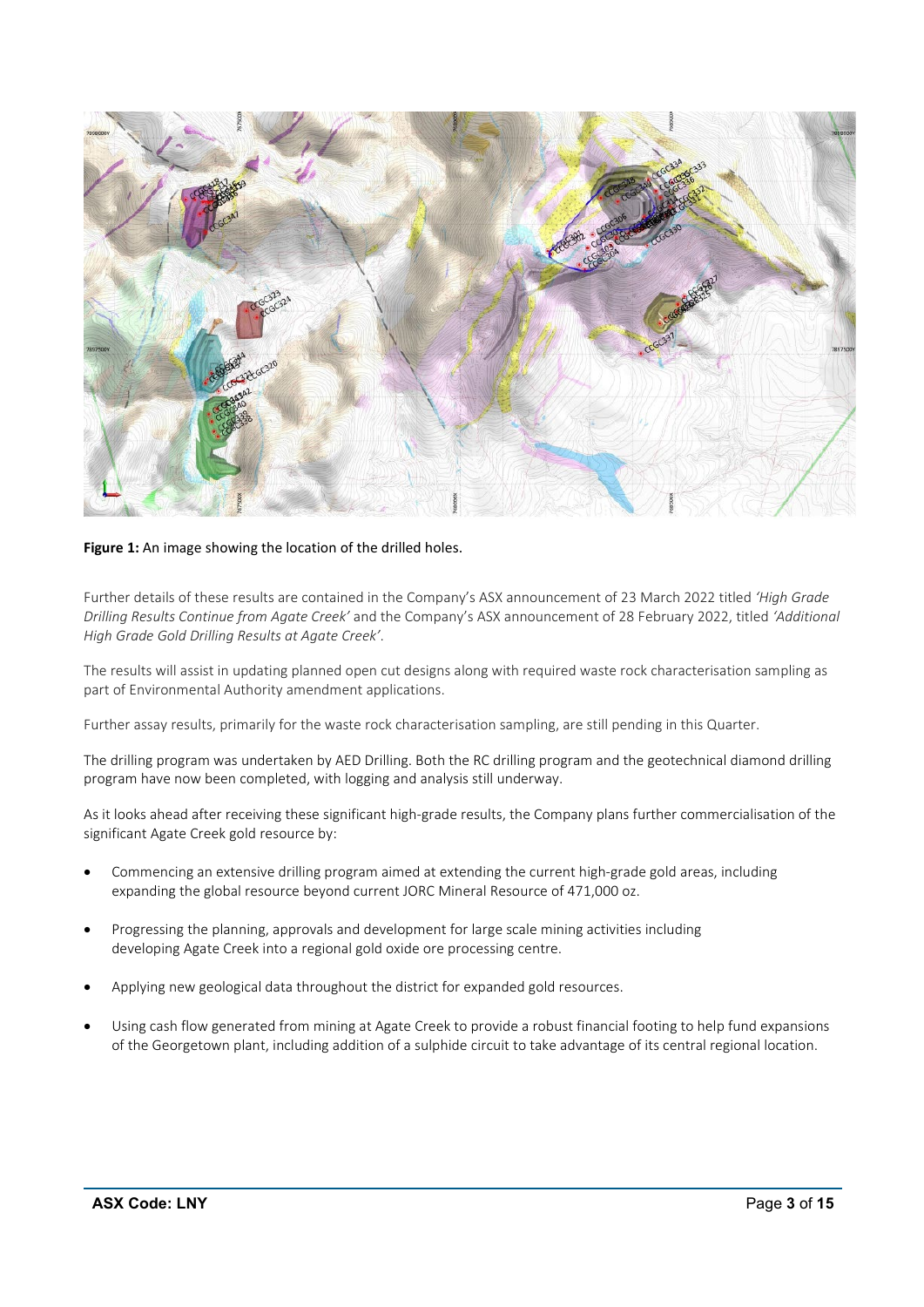**Figure 1:** An image showing the location of the drilled holes.

Further details of these results are contained in the Company's ASX announcement of 23 March 2022 titled *'High Grade Drilling Results Continue from Agate Creek'* and the Company's ASX announcement of 28 February 2022, titled *'Additional High Grade Gold Drilling Results at Agate Creek'*.

The results will assist in updating planned open cut designs along with required waste rock characterisation sampling as part of Environmental Authority amendment applications.

Further assay results, primarily for the waste rock characterisation sampling, are still pending in this Quarter.

The drilling program was undertaken by AED Drilling. Both the RC drilling program and the geotechnical diamond drilling program have now been completed, with logging and analysis still underway.

As it looks ahead after receiving these significant high-grade results, the Company plans further commercialisation of the significant Agate Creek gold resource by:

- Commencing an extensive drilling program aimed at extending the current high-grade gold areas, including expanding the global resource beyond current JORC Mineral Resource of 471,000 oz.
- Progressing the planning, approvals and development for large scale mining activities including developing Agate Creek into a regional gold oxide ore processing centre.
- Applying new geological data throughout the district for expanded gold resources.
- Using cash flow generated from mining at Agate Creek to provide a robust financial footing to help fund expansions of the Georgetown plant, including addition of a sulphide circuit to take advantage of its central regional location.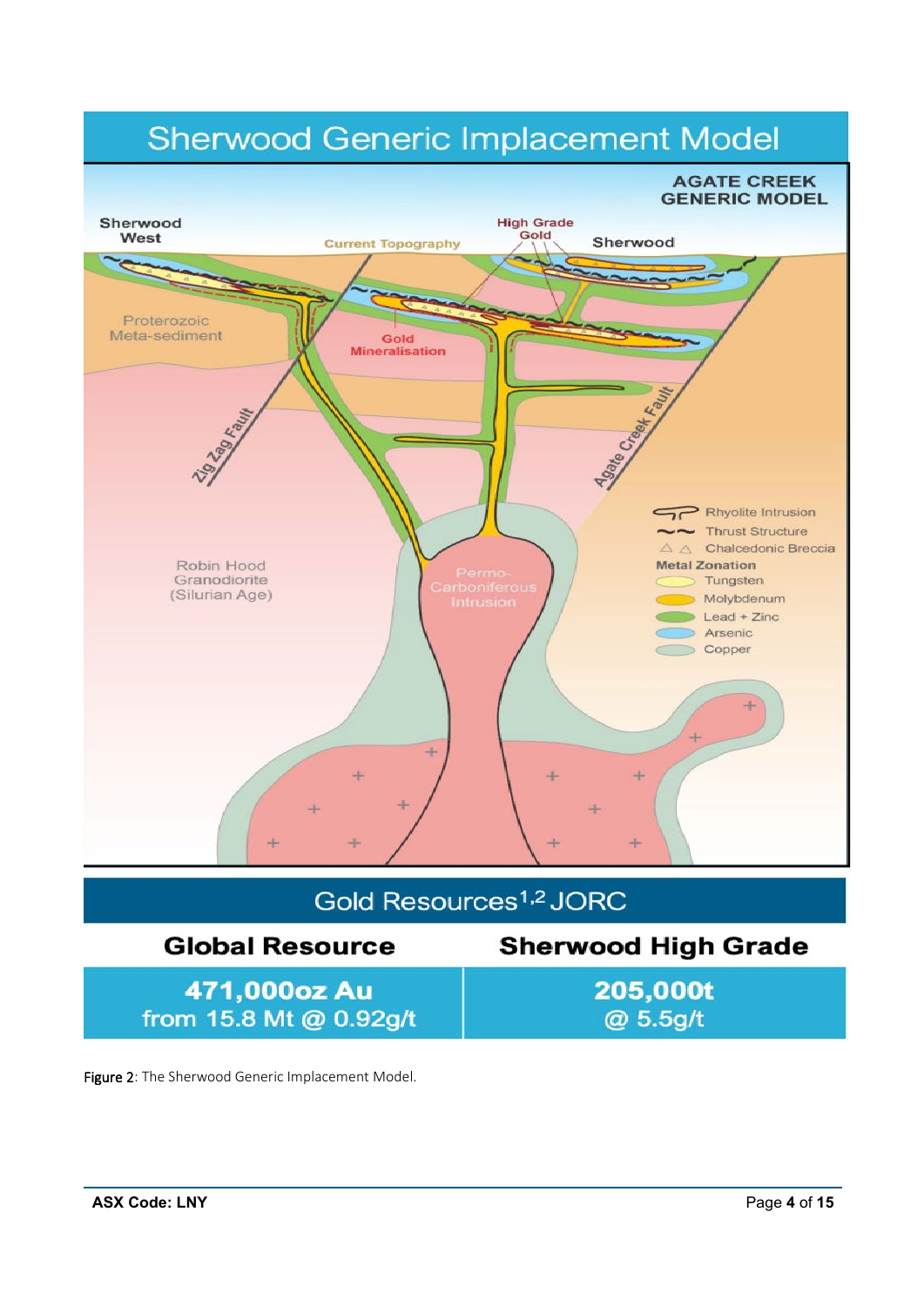# Sherwood Generic Implacement Model

AGATE CREEK GENERIC MODEL

Sherwood West

Current Topography

High Grade Gold

Sherwood

Proterozoic Meta-sediment

Gold Mineralisation

Zig Zag Fault

Agate Creek Fault

Rhyolite Intrusion

Thrust Structure

Chalcedonic Breccia

**Metal Zonation**

- Tungsten
- Molybdenum
- Lead + Zinc
- Arsenic
- Copper

Robin Hood Granodiorite (Silurian Age)

Permo-Carboniferous Intrusion

## Gold Resources[1,2] JORC

| Global Resource | Sherwood High Grade |
|---|---|
| **471,000oz Au**<br>**from 15.8 Mt @ 0.92g/t** | **205,000t**<br>**@ 5.5g/t** |

Figure 2: The Sherwood Generic Implacement Model.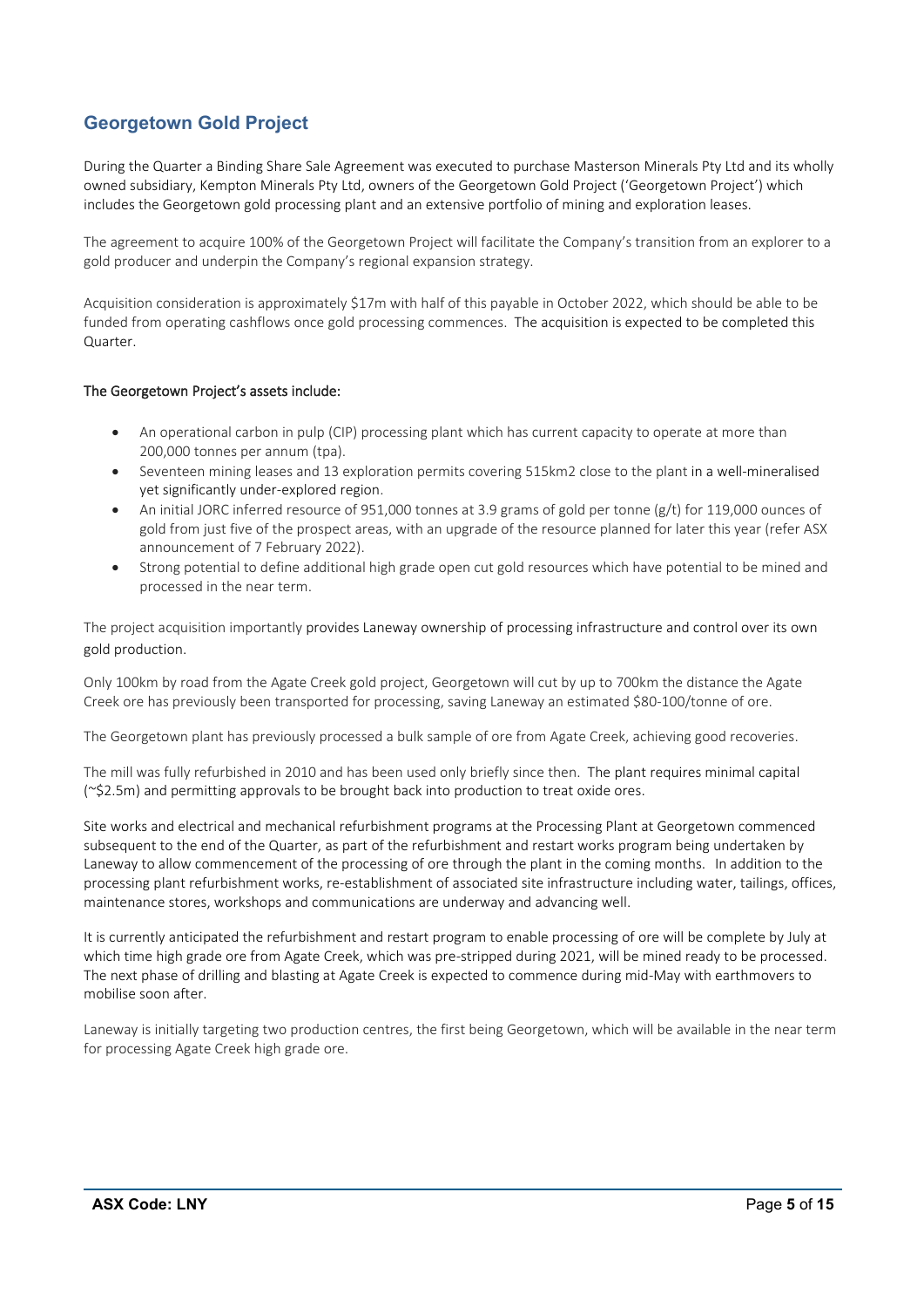## Georgetown Gold Project

During the Quarter a Binding Share Sale Agreement was executed to purchase Masterson Minerals Pty Ltd and its wholly owned subsidiary, Kempton Minerals Pty Ltd, owners of the Georgetown Gold Project ('Georgetown Project') which includes the Georgetown gold processing plant and an extensive portfolio of mining and exploration leases.

The agreement to acquire 100% of the Georgetown Project will facilitate the Company's transition from an explorer to a gold producer and underpin the Company's regional expansion strategy.

Acquisition consideration is approximately $17m with half of this payable in October 2022, which should be able to be funded from operating cashflows once gold processing commences. The acquisition is expected to be completed this Quarter.

### The Georgetown Project's assets include:

- An operational carbon in pulp (CIP) processing plant which has current capacity to operate at more than 200,000 tonnes per annum (tpa).
- Seventeen mining leases and 13 exploration permits covering 515km2 close to the plant in a well-mineralised yet significantly under-explored region.
- An initial JORC inferred resource of 951,000 tonnes at 3.9 grams of gold per tonne (g/t) for 119,000 ounces of gold from just five of the prospect areas, with an upgrade of the resource planned for later this year (refer ASX announcement of 7 February 2022).
- Strong potential to define additional high grade open cut gold resources which have potential to be mined and processed in the near term.

The project acquisition importantly provides Laneway ownership of processing infrastructure and control over its own gold production.

Only 100km by road from the Agate Creek gold project, Georgetown will cut by up to 700km the distance the Agate Creek ore has previously been transported for processing, saving Laneway an estimated $80-100/tonne of ore.

The Georgetown plant has previously processed a bulk sample of ore from Agate Creek, achieving good recoveries.

The mill was fully refurbished in 2010 and has been used only briefly since then. The plant requires minimal capital (~$2.5m) and permitting approvals to be brought back into production to treat oxide ores.

Site works and electrical and mechanical refurbishment programs at the Processing Plant at Georgetown commenced subsequent to the end of the Quarter, as part of the refurbishment and restart works program being undertaken by Laneway to allow commencement of the processing of ore through the plant in the coming months. In addition to the processing plant refurbishment works, re-establishment of associated site infrastructure including water, tailings, offices, maintenance stores, workshops and communications are underway and advancing well.

It is currently anticipated the refurbishment and restart program to enable processing of ore will be complete by July at which time high grade ore from Agate Creek, which was pre-stripped during 2021, will be mined ready to be processed. The next phase of drilling and blasting at Agate Creek is expected to commence during mid-May with earthmovers to mobilise soon after.

Laneway is initially targeting two production centres, the first being Georgetown, which will be available in the near term for processing Agate Creek high grade ore.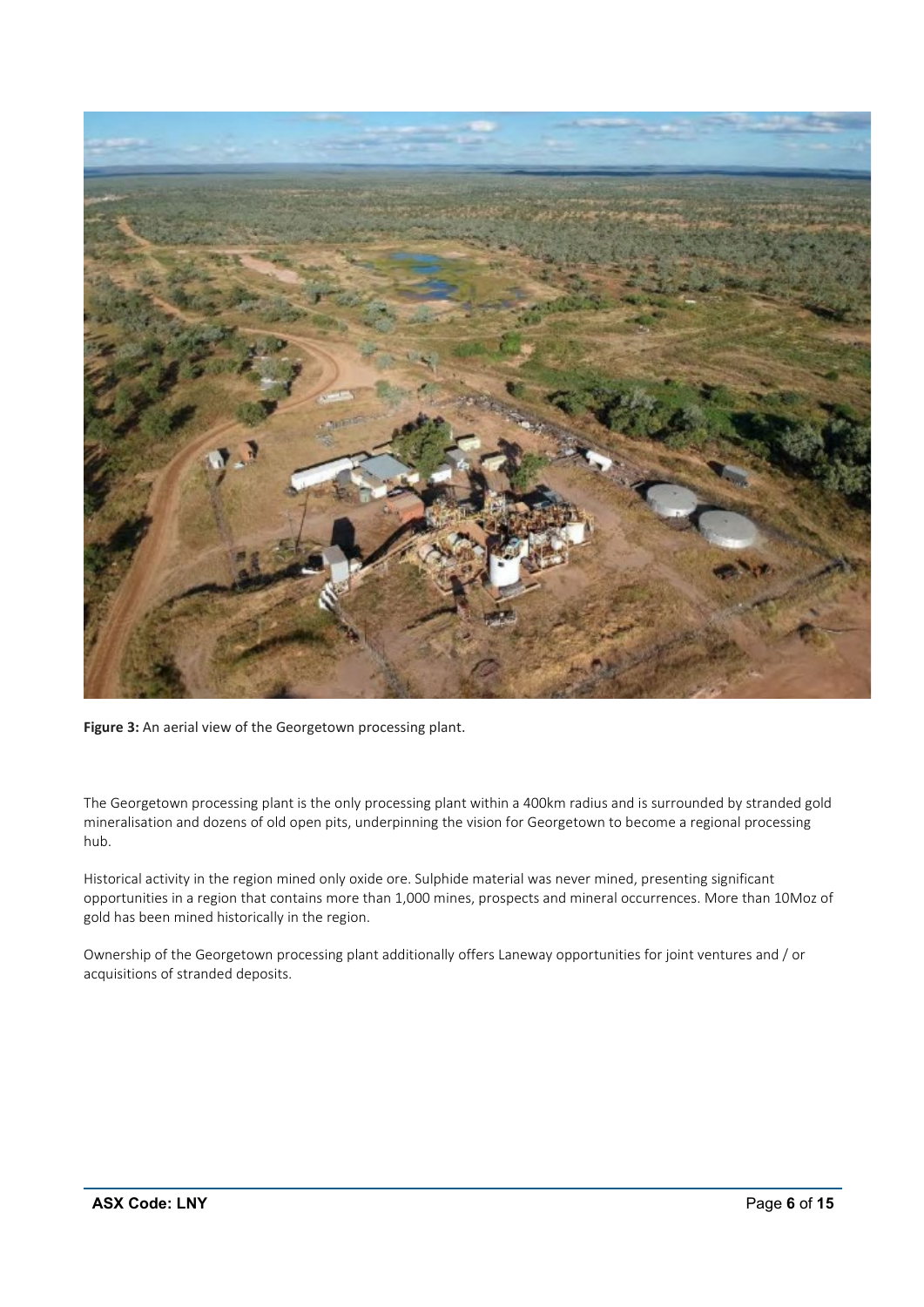**Figure 3:** An aerial view of the Georgetown processing plant.

The Georgetown processing plant is the only processing plant within a 400km radius and is surrounded by stranded gold mineralisation and dozens of old open pits, underpinning the vision for Georgetown to become a regional processing hub.

Historical activity in the region mined only oxide ore. Sulphide material was never mined, presenting significant opportunities in a region that contains more than 1,000 mines, prospects and mineral occurrences. More than 10Moz of gold has been mined historically in the region.

Ownership of the Georgetown processing plant additionally offers Laneway opportunities for joint ventures and / or acquisitions of stranded deposits.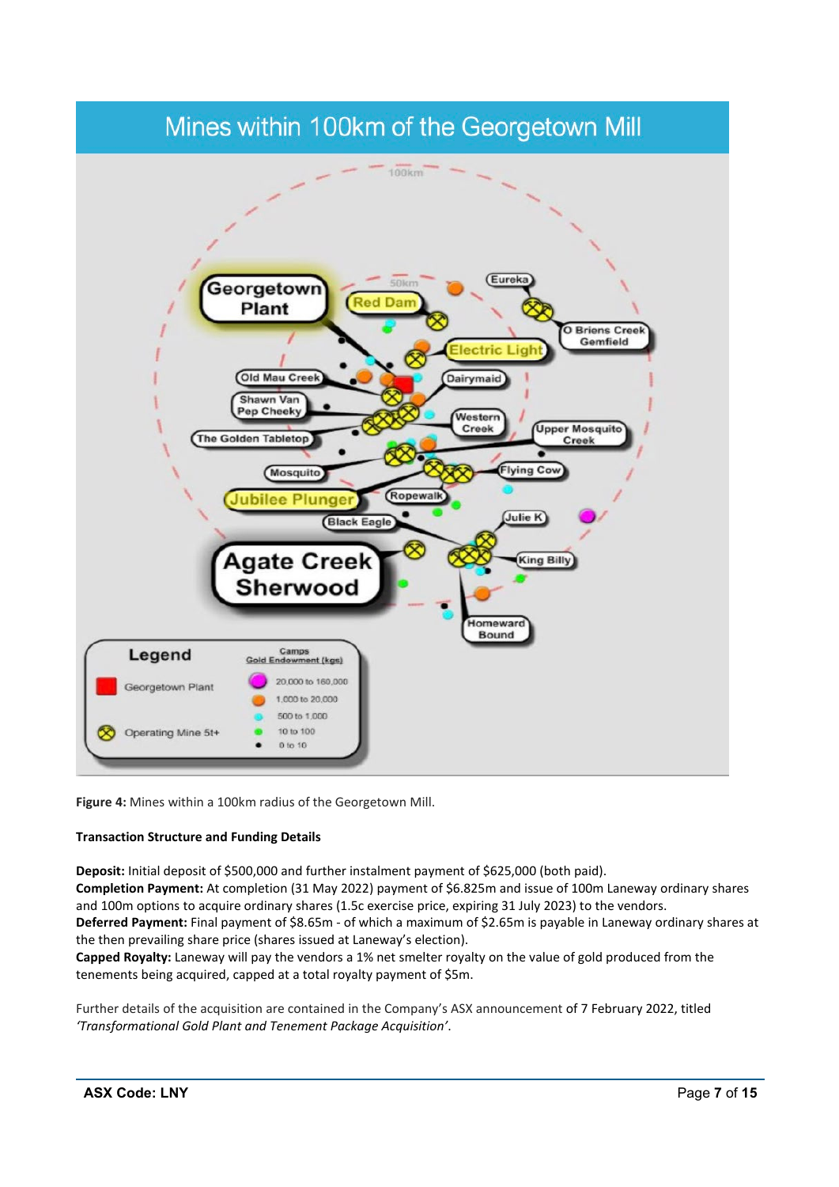## Mines within 100km of the Georgetown Mill

**Figure 4:** Mines within a 100km radius of the Georgetown Mill.

**Transaction Structure and Funding Details**

**Deposit:** Initial deposit of $500,000 and further instalment payment of $625,000 (both paid).
**Completion Payment:** At completion (31 May 2022) payment of $6.825m and issue of 100m Laneway ordinary shares and 100m options to acquire ordinary shares (1.5c exercise price, expiring 31 July 2023) to the vendors.
**Deferred Payment:** Final payment of $8.65m - of which a maximum of $2.65m is payable in Laneway ordinary shares at the then prevailing share price (shares issued at Laneway's election).
**Capped Royalty:** Laneway will pay the vendors a 1% net smelter royalty on the value of gold produced from the tenements being acquired, capped at a total royalty payment of $5m.

Further details of the acquisition are contained in the Company's ASX announcement of 7 February 2022, titled *'Transformational Gold Plant and Tenement Package Acquisition'*.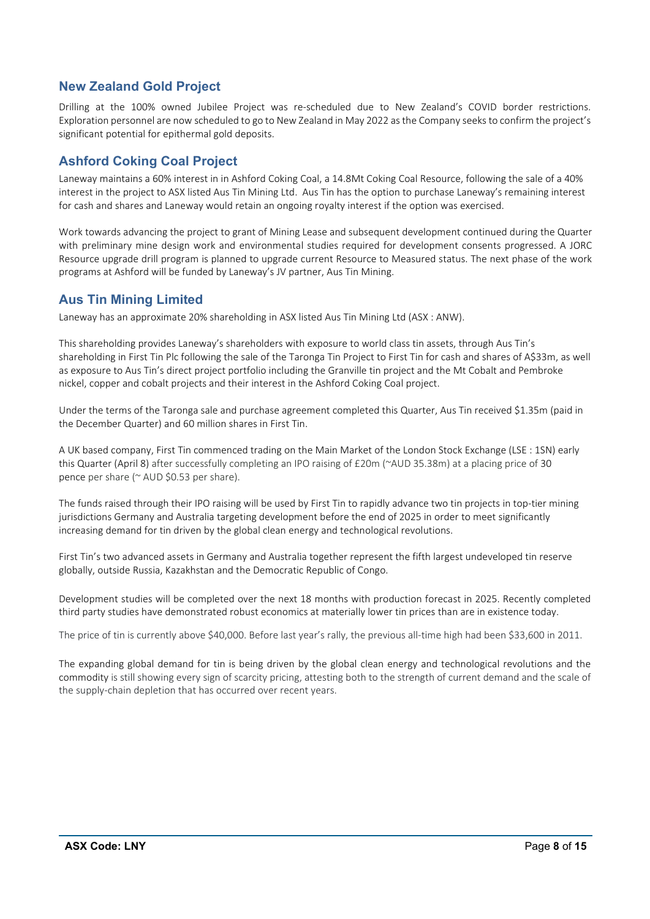## New Zealand Gold Project

Drilling at the 100% owned Jubilee Project was re-scheduled due to New Zealand's COVID border restrictions. Exploration personnel are now scheduled to go to New Zealand in May 2022 as the Company seeks to confirm the project's significant potential for epithermal gold deposits.

## Ashford Coking Coal Project

Laneway maintains a 60% interest in in Ashford Coking Coal, a 14.8Mt Coking Coal Resource, following the sale of a 40% interest in the project to ASX listed Aus Tin Mining Ltd. Aus Tin has the option to purchase Laneway's remaining interest for cash and shares and Laneway would retain an ongoing royalty interest if the option was exercised.

Work towards advancing the project to grant of Mining Lease and subsequent development continued during the Quarter with preliminary mine design work and environmental studies required for development consents progressed. A JORC Resource upgrade drill program is planned to upgrade current Resource to Measured status. The next phase of the work programs at Ashford will be funded by Laneway's JV partner, Aus Tin Mining.

## Aus Tin Mining Limited

Laneway has an approximate 20% shareholding in ASX listed Aus Tin Mining Ltd (ASX : ANW).

This shareholding provides Laneway's shareholders with exposure to world class tin assets, through Aus Tin's shareholding in First Tin Plc following the sale of the Taronga Tin Project to First Tin for cash and shares of A$33m, as well as exposure to Aus Tin's direct project portfolio including the Granville tin project and the Mt Cobalt and Pembroke nickel, copper and cobalt projects and their interest in the Ashford Coking Coal project.

Under the terms of the Taronga sale and purchase agreement completed this Quarter, Aus Tin received $1.35m (paid in the December Quarter) and 60 million shares in First Tin.

A UK based company, First Tin commenced trading on the Main Market of the London Stock Exchange (LSE : 1SN) early this Quarter (April 8) after successfully completing an IPO raising of £20m (~AUD 35.38m) at a placing price of 30 pence per share (~ AUD $0.53 per share).

The funds raised through their IPO raising will be used by First Tin to rapidly advance two tin projects in top-tier mining jurisdictions Germany and Australia targeting development before the end of 2025 in order to meet significantly increasing demand for tin driven by the global clean energy and technological revolutions.

First Tin's two advanced assets in Germany and Australia together represent the fifth largest undeveloped tin reserve globally, outside Russia, Kazakhstan and the Democratic Republic of Congo.

Development studies will be completed over the next 18 months with production forecast in 2025. Recently completed third party studies have demonstrated robust economics at materially lower tin prices than are in existence today.

The price of tin is currently above $40,000. Before last year's rally, the previous all-time high had been $33,600 in 2011.

The expanding global demand for tin is being driven by the global clean energy and technological revolutions and the commodity is still showing every sign of scarcity pricing, attesting both to the strength of current demand and the scale of the supply-chain depletion that has occurred over recent years.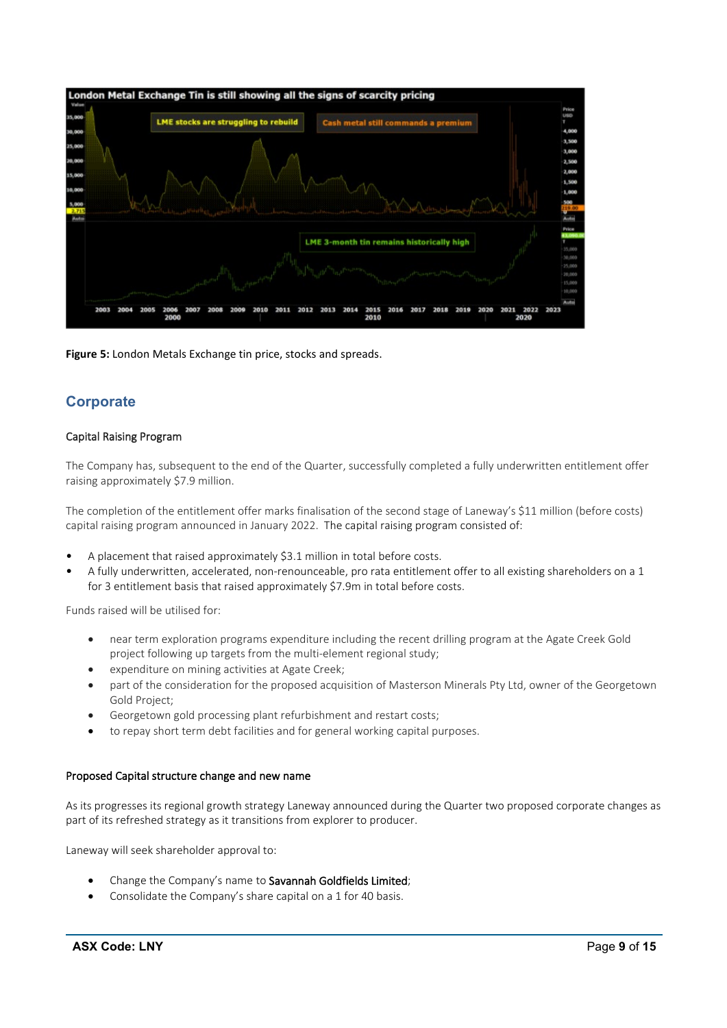**Figure 5:** London Metals Exchange tin price, stocks and spreads.

## Corporate

### Capital Raising Program

The Company has, subsequent to the end of the Quarter, successfully completed a fully underwritten entitlement offer raising approximately $7.9 million.

The completion of the entitlement offer marks finalisation of the second stage of Laneway's $11 million (before costs) capital raising program announced in January 2022. The capital raising program consisted of:

- A placement that raised approximately $3.1 million in total before costs.
- A fully underwritten, accelerated, non-renounceable, pro rata entitlement offer to all existing shareholders on a 1 for 3 entitlement basis that raised approximately $7.9m in total before costs.

Funds raised will be utilised for:

- near term exploration programs expenditure including the recent drilling program at the Agate Creek Gold project following up targets from the multi-element regional study;
- expenditure on mining activities at Agate Creek;
- part of the consideration for the proposed acquisition of Masterson Minerals Pty Ltd, owner of the Georgetown Gold Project;
- Georgetown gold processing plant refurbishment and restart costs;
- to repay short term debt facilities and for general working capital purposes.

### Proposed Capital structure change and new name

As its progresses its regional growth strategy Laneway announced during the Quarter two proposed corporate changes as part of its refreshed strategy as it transitions from explorer to producer.

Laneway will seek shareholder approval to:

- Change the Company's name to Savannah Goldfields Limited;
- Consolidate the Company's share capital on a 1 for 40 basis.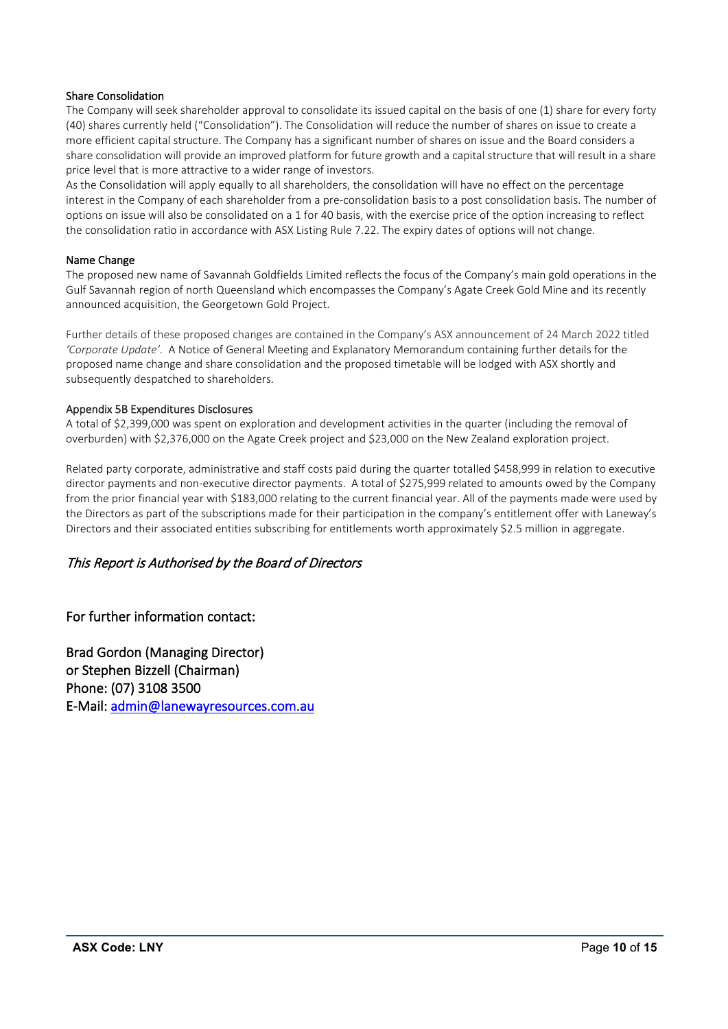### Share Consolidation

The Company will seek shareholder approval to consolidate its issued capital on the basis of one (1) share for every forty (40) shares currently held ("Consolidation"). The Consolidation will reduce the number of shares on issue to create a more efficient capital structure. The Company has a significant number of shares on issue and the Board considers a share consolidation will provide an improved platform for future growth and a capital structure that will result in a share price level that is more attractive to a wider range of investors.

As the Consolidation will apply equally to all shareholders, the consolidation will have no effect on the percentage interest in the Company of each shareholder from a pre-consolidation basis to a post consolidation basis. The number of options on issue will also be consolidated on a 1 for 40 basis, with the exercise price of the option increasing to reflect the consolidation ratio in accordance with ASX Listing Rule 7.22. The expiry dates of options will not change.

### Name Change

The proposed new name of Savannah Goldfields Limited reflects the focus of the Company's main gold operations in the Gulf Savannah region of north Queensland which encompasses the Company's Agate Creek Gold Mine and its recently announced acquisition, the Georgetown Gold Project.

Further details of these proposed changes are contained in the Company's ASX announcement of 24 March 2022 titled *'Corporate Update'*. A Notice of General Meeting and Explanatory Memorandum containing further details for the proposed name change and share consolidation and the proposed timetable will be lodged with ASX shortly and subsequently despatched to shareholders.

### Appendix 5B Expenditures Disclosures

A total of $2,399,000 was spent on exploration and development activities in the quarter (including the removal of overburden) with $2,376,000 on the Agate Creek project and $23,000 on the New Zealand exploration project.

Related party corporate, administrative and staff costs paid during the quarter totalled $458,999 in relation to executive director payments and non-executive director payments. A total of $275,999 related to amounts owed by the Company from the prior financial year with $183,000 relating to the current financial year. All of the payments made were used by the Directors as part of the subscriptions made for their participation in the company's entitlement offer with Laneway's Directors and their associated entities subscribing for entitlements worth approximately $2.5 million in aggregate.

*This Report is Authorised by the Board of Directors*

For further information contact:

Brad Gordon (Managing Director)
or Stephen Bizzell (Chairman)
Phone: (07) 3108 3500
E-Mail: admin@lanewayresources.com.au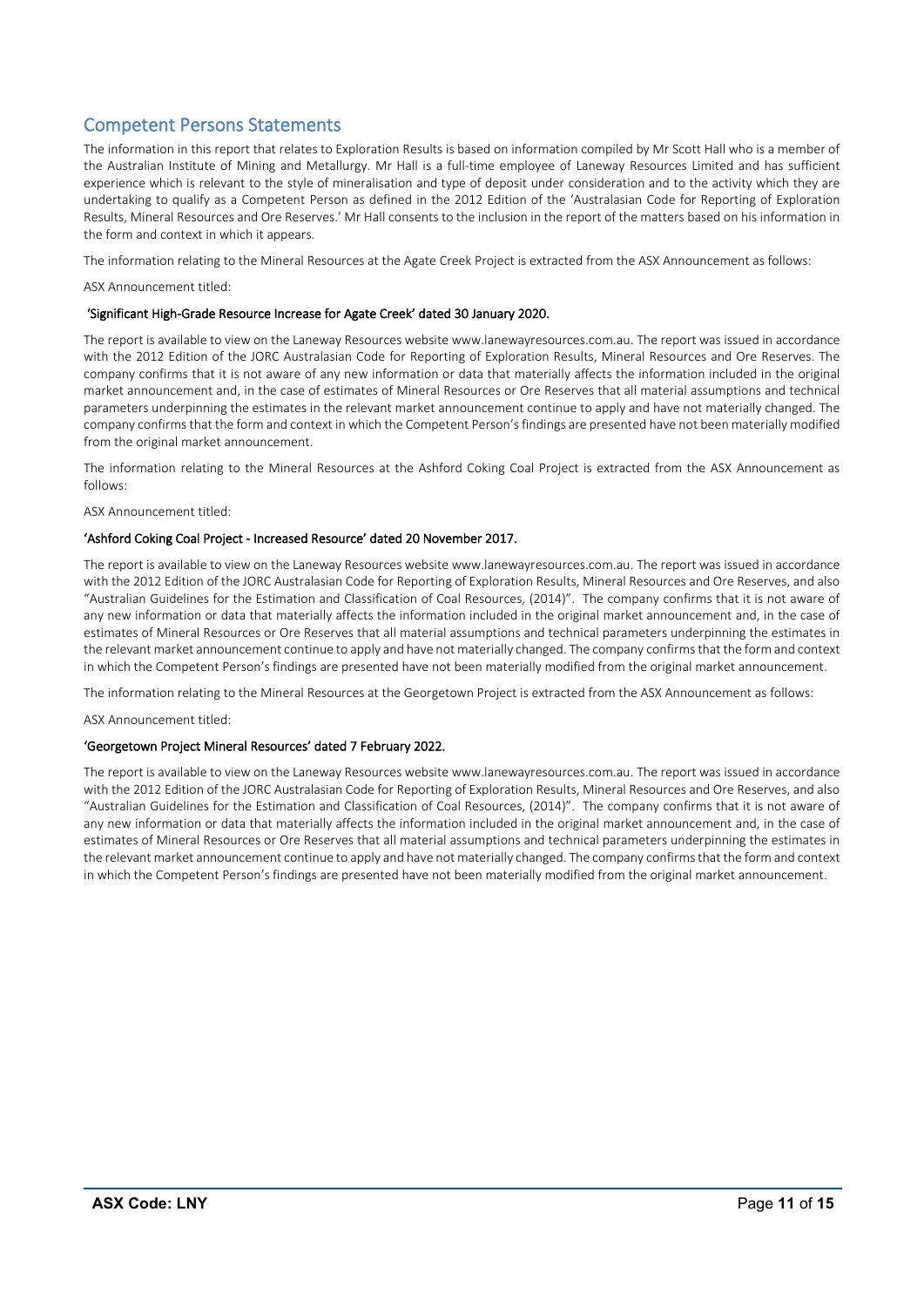## Competent Persons Statements

The information in this report that relates to Exploration Results is based on information compiled by Mr Scott Hall who is a member of the Australian Institute of Mining and Metallurgy. Mr Hall is a full-time employee of Laneway Resources Limited and has sufficient experience which is relevant to the style of mineralisation and type of deposit under consideration and to the activity which they are undertaking to qualify as a Competent Person as defined in the 2012 Edition of the 'Australasian Code for Reporting of Exploration Results, Mineral Resources and Ore Reserves.' Mr Hall consents to the inclusion in the report of the matters based on his information in the form and context in which it appears.

The information relating to the Mineral Resources at the Agate Creek Project is extracted from the ASX Announcement as follows:

ASX Announcement titled:

**'Significant High-Grade Resource Increase for Agate Creek' dated 30 January 2020.**

The report is available to view on the Laneway Resources website www.lanewayresources.com.au. The report was issued in accordance with the 2012 Edition of the JORC Australasian Code for Reporting of Exploration Results, Mineral Resources and Ore Reserves. The company confirms that it is not aware of any new information or data that materially affects the information included in the original market announcement and, in the case of estimates of Mineral Resources or Ore Reserves that all material assumptions and technical parameters underpinning the estimates in the relevant market announcement continue to apply and have not materially changed. The company confirms that the form and context in which the Competent Person's findings are presented have not been materially modified from the original market announcement.

The information relating to the Mineral Resources at the Ashford Coking Coal Project is extracted from the ASX Announcement as follows:

ASX Announcement titled:

**'Ashford Coking Coal Project - Increased Resource' dated 20 November 2017.**

The report is available to view on the Laneway Resources website www.lanewayresources.com.au. The report was issued in accordance with the 2012 Edition of the JORC Australasian Code for Reporting of Exploration Results, Mineral Resources and Ore Reserves, and also "Australian Guidelines for the Estimation and Classification of Coal Resources, (2014)". The company confirms that it is not aware of any new information or data that materially affects the information included in the original market announcement and, in the case of estimates of Mineral Resources or Ore Reserves that all material assumptions and technical parameters underpinning the estimates in the relevant market announcement continue to apply and have not materially changed. The company confirms that the form and context in which the Competent Person's findings are presented have not been materially modified from the original market announcement.

The information relating to the Mineral Resources at the Georgetown Project is extracted from the ASX Announcement as follows:

ASX Announcement titled:

**'Georgetown Project Mineral Resources' dated 7 February 2022.**

The report is available to view on the Laneway Resources website www.lanewayresources.com.au. The report was issued in accordance with the 2012 Edition of the JORC Australasian Code for Reporting of Exploration Results, Mineral Resources and Ore Reserves, and also "Australian Guidelines for the Estimation and Classification of Coal Resources, (2014)". The company confirms that it is not aware of any new information or data that materially affects the information included in the original market announcement and, in the case of estimates of Mineral Resources or Ore Reserves that all material assumptions and technical parameters underpinning the estimates in the relevant market announcement continue to apply and have not materially changed. The company confirms that the form and context in which the Competent Person's findings are presented have not been materially modified from the original market announcement.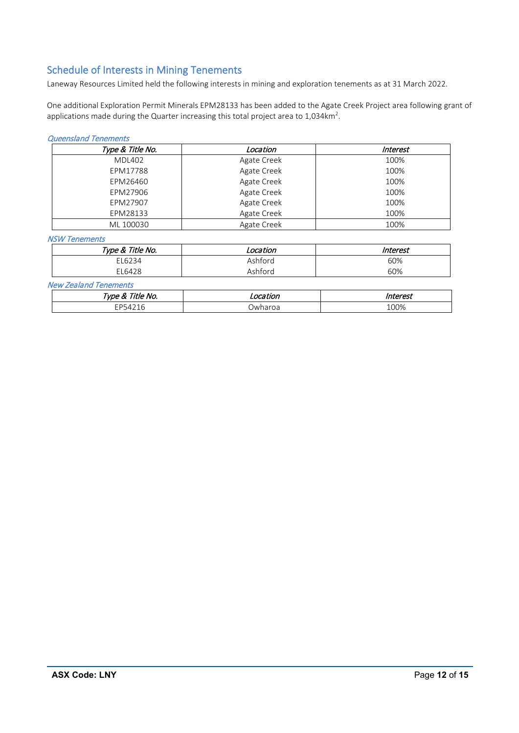## Schedule of Interests in Mining Tenements

Laneway Resources Limited held the following interests in mining and exploration tenements as at 31 March 2022.

One additional Exploration Permit Minerals EPM28133 has been added to the Agate Creek Project area following grant of applications made during the Quarter increasing this total project area to 1,034km$^2$.

*Queensland Tenements*

| *Type & Title No.* | *Location* | *Interest* |
|---|---|---|
| MDL402 | Agate Creek | 100% |
| EPM17788 | Agate Creek | 100% |
| EPM26460 | Agate Creek | 100% |
| EPM27906 | Agate Creek | 100% |
| EPM27907 | Agate Creek | 100% |
| EPM28133 | Agate Creek | 100% |
| ML 100030 | Agate Creek | 100% |

*NSW Tenements*

| *Type & Title No.* | *Location* | *Interest* |
|---|---|---|
| EL6234 | Ashford | 60% |
| EL6428 | Ashford | 60% |

*New Zealand Tenements*

| *Type & Title No.* | *Location* | *Interest* |
|---|---|---|
| EP54216 | Owharoa | 100% |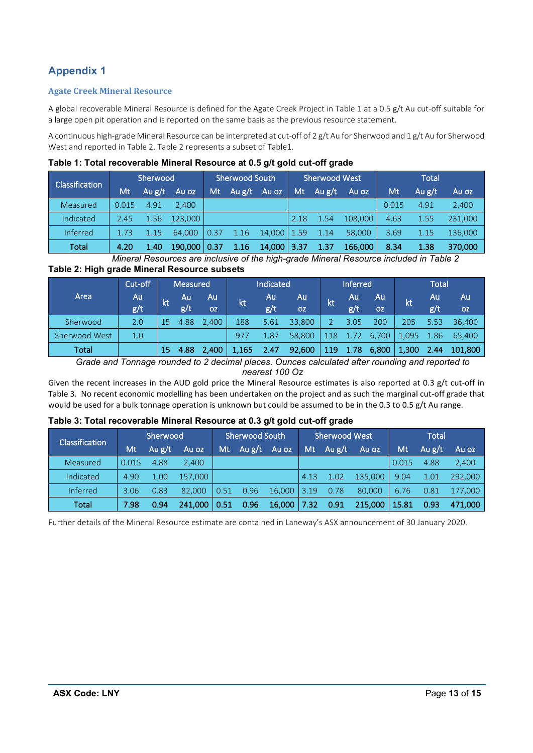## Appendix 1

### Agate Creek Mineral Resource

A global recoverable Mineral Resource is defined for the Agate Creek Project in Table 1 at a 0.5 g/t Au cut-off suitable for a large open pit operation and is reported on the same basis as the previous resource statement.

A continuous high-grade Mineral Resource can be interpreted at cut-off of 2 g/t Au for Sherwood and 1 g/t Au for Sherwood West and reported in Table 2. Table 2 represents a subset of Table1.

**Table 1: Total recoverable Mineral Resource at 0.5 g/t gold cut-off grade**

| Classification | Sherwood | | | Sherwood South | | | Sherwood West | | | Total | | |
|---|---|---|---|---|---|---|---|---|---|---|---|---|
| | Mt | Au g/t | Au oz | Mt | Au g/t | Au oz | Mt | Au g/t | Au oz | Mt | Au g/t | Au oz |
| Measured | 0.015 | 4.91 | 2,400 | | | | | | | 0.015 | 4.91 | 2,400 |
| Indicated | 2.45 | 1.56 | 123,000 | | | | 2.18 | 1.54 | 108,000 | 4.63 | 1.55 | 231,000 |
| Inferred | 1.73 | 1.15 | 64,000 | 0.37 | 1.16 | 14,000 | 1.59 | 1.14 | 58,000 | 3.69 | 1.15 | 136,000 |
| **Total** | **4.20** | **1.40** | **190,000** | **0.37** | **1.16** | **14,000** | **3.37** | **1.37** | **166,000** | **8.34** | **1.38** | **370,000** |

*Mineral Resources are inclusive of the high-grade Mineral Resource included in Table 2*

**Table 2: High grade Mineral Resource subsets**

| Area | Cut-off | Measured | | | Indicated | | | Inferred | | | Total | | |
|---|---|---|---|---|---|---|---|---|---|---|---|---|---|
| | Au g/t | kt | Au g/t | Au oz | kt | Au g/t | Au oz | kt | Au g/t | Au oz | kt | Au g/t | Au oz |
| Sherwood | 2.0 | 15 | 4.88 | 2,400 | 188 | 5.61 | 33,800 | 2 | 3.05 | 200 | 205 | 5.53 | 36,400 |
| Sherwood West | 1.0 | | | | 977 | 1.87 | 58,800 | 118 | 1.72 | 6,700 | 1,095 | 1.86 | 65,400 |
| **Total** | | **15** | **4.88** | **2,400** | **1,165** | **2.47** | **92,600** | **119** | **1.78** | **6,800** | **1,300** | **2.44** | **101,800** |

*Grade and Tonnage rounded to 2 decimal places. Ounces calculated after rounding and reported to nearest 100 Oz*

Given the recent increases in the AUD gold price the Mineral Resource estimates is also reported at 0.3 g/t cut-off in Table 3. No recent economic modelling has been undertaken on the project and as such the marginal cut-off grade that would be used for a bulk tonnage operation is unknown but could be assumed to be in the 0.3 to 0.5 g/t Au range.

**Table 3: Total recoverable Mineral Resource at 0.3 g/t gold cut-off grade**

| Classification | Sherwood | | | Sherwood South | | | Sherwood West | | | Total | | |
|---|---|---|---|---|---|---|---|---|---|---|---|---|
| | Mt | Au g/t | Au oz | Mt | Au g/t | Au oz | Mt | Au g/t | Au oz | Mt | Au g/t | Au oz |
| Measured | 0.015 | 4.88 | 2,400 | | | | | | | 0.015 | 4.88 | 2,400 |
| Indicated | 4.90 | 1.00 | 157,000 | | | | 4.13 | 1.02 | 135,000 | 9.04 | 1.01 | 292,000 |
| Inferred | 3.06 | 0.83 | 82,000 | 0.51 | 0.96 | 16,000 | 3.19 | 0.78 | 80,000 | 6.76 | 0.81 | 177,000 |
| **Total** | **7.98** | **0.94** | **241,000** | **0.51** | **0.96** | **16,000** | **7.32** | **0.91** | **215,000** | **15.81** | **0.93** | **471,000** |

Further details of the Mineral Resource estimate are contained in Laneway's ASX announcement of 30 January 2020.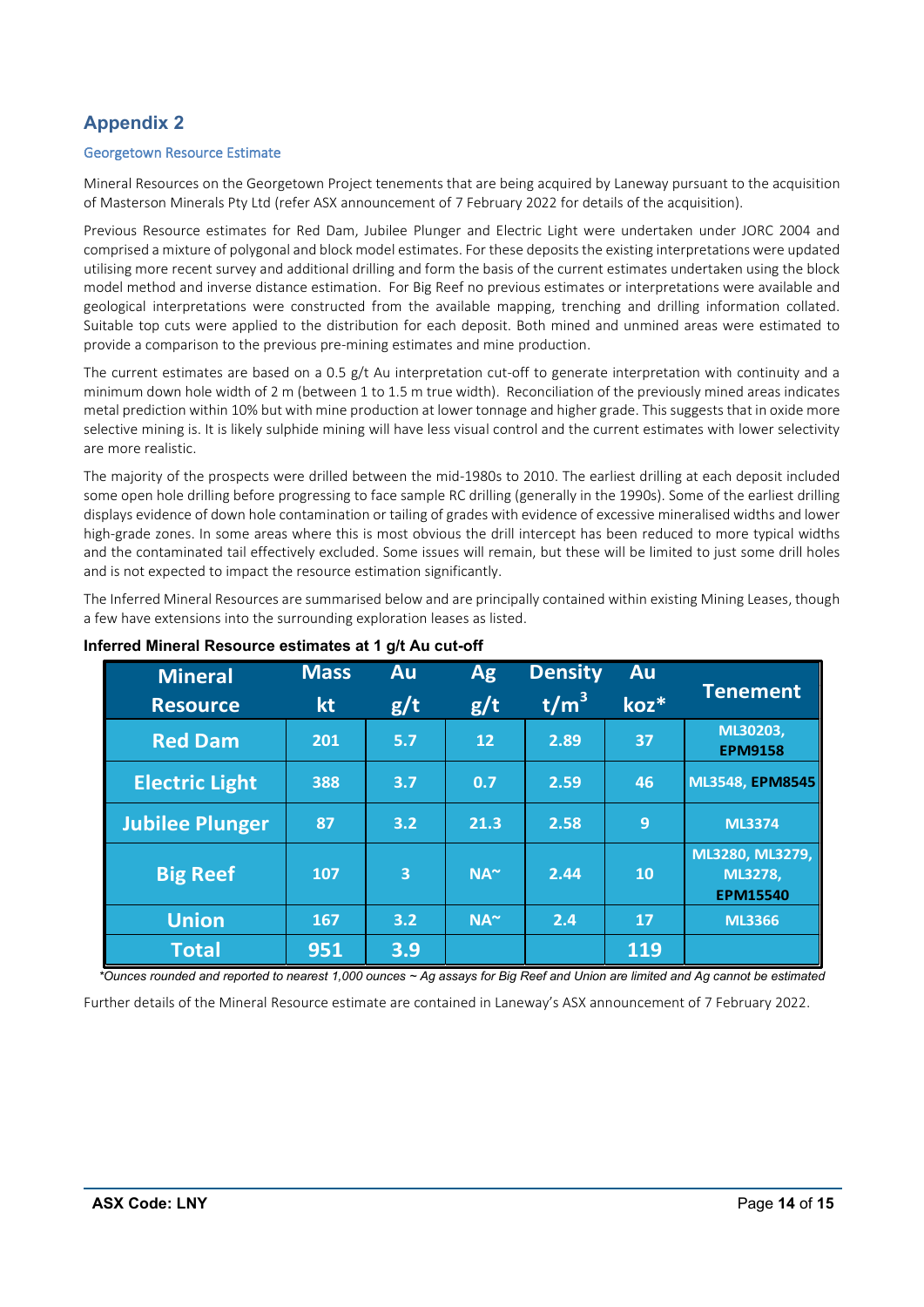## Appendix 2

### Georgetown Resource Estimate

Mineral Resources on the Georgetown Project tenements that are being acquired by Laneway pursuant to the acquisition of Masterson Minerals Pty Ltd (refer ASX announcement of 7 February 2022 for details of the acquisition).

Previous Resource estimates for Red Dam, Jubilee Plunger and Electric Light were undertaken under JORC 2004 and comprised a mixture of polygonal and block model estimates. For these deposits the existing interpretations were updated utilising more recent survey and additional drilling and form the basis of the current estimates undertaken using the block model method and inverse distance estimation. For Big Reef no previous estimates or interpretations were available and geological interpretations were constructed from the available mapping, trenching and drilling information collated. Suitable top cuts were applied to the distribution for each deposit. Both mined and unmined areas were estimated to provide a comparison to the previous pre-mining estimates and mine production.

The current estimates are based on a 0.5 g/t Au interpretation cut-off to generate interpretation with continuity and a minimum down hole width of 2 m (between 1 to 1.5 m true width). Reconciliation of the previously mined areas indicates metal prediction within 10% but with mine production at lower tonnage and higher grade. This suggests that in oxide more selective mining is. It is likely sulphide mining will have less visual control and the current estimates with lower selectivity are more realistic.

The majority of the prospects were drilled between the mid-1980s to 2010. The earliest drilling at each deposit included some open hole drilling before progressing to face sample RC drilling (generally in the 1990s). Some of the earliest drilling displays evidence of down hole contamination or tailing of grades with evidence of excessive mineralised widths and lower high-grade zones. In some areas where this is most obvious the drill intercept has been reduced to more typical widths and the contaminated tail effectively excluded. Some issues will remain, but these will be limited to just some drill holes and is not expected to impact the resource estimation significantly.

The Inferred Mineral Resources are summarised below and are principally contained within existing Mining Leases, though a few have extensions into the surrounding exploration leases as listed.

**Inferred Mineral Resource estimates at 1 g/t Au cut-off**

| Mineral Resource | Mass kt | Au g/t | Ag g/t | Density t/m$^3$ | Au koz* | Tenement |
|---|---|---|---|---|---|---|
| Red Dam | 201 | 5.7 | 12 | 2.89 | 37 | ML30203, EPM9158 |
| Electric Light | 388 | 3.7 | 0.7 | 2.59 | 46 | ML3548, EPM8545 |
| Jubilee Plunger | 87 | 3.2 | 21.3 | 2.58 | 9 | ML3374 |
| Big Reef | 107 | 3 | NA~ | 2.44 | 10 | ML3280, ML3279, ML3278, EPM15540 |
| Union | 167 | 3.2 | NA~ | 2.4 | 17 | ML3366 |
| Total | 951 | 3.9 | | | 119 | |

*\*Ounces rounded and reported to nearest 1,000 ounces ~ Ag assays for Big Reef and Union are limited and Ag cannot be estimated*

Further details of the Mineral Resource estimate are contained in Laneway's ASX announcement of 7 February 2022.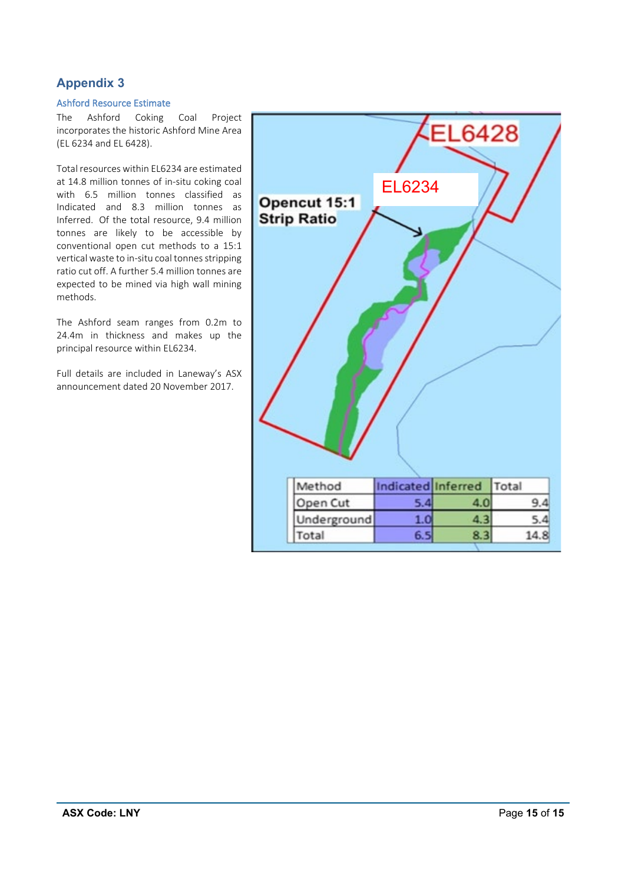## Appendix 3

### Ashford Resource Estimate

The Ashford Coking Coal Project incorporates the historic Ashford Mine Area (EL 6234 and EL 6428).

Total resources within EL6234 are estimated at 14.8 million tonnes of in-situ coking coal with 6.5 million tonnes classified as Indicated and 8.3 million tonnes as Inferred. Of the total resource, 9.4 million tonnes are likely to be accessible by conventional open cut methods to a 15:1 vertical waste to in-situ coal tonnes stripping ratio cut off. A further 5.4 million tonnes are expected to be mined via high wall mining methods.

The Ashford seam ranges from 0.2m to 24.4m in thickness and makes up the principal resource within EL6234.

Full details are included in Laneway's ASX announcement dated 20 November 2017.

EL6428

EL6234

Opencut 15:1 Strip Ratio

| Method | Indicated | Inferred | Total |
|---|---|---|---|
| Open Cut | 5.4 | 4.0 | 9.4 |
| Underground | 1.0 | 4.3 | 5.4 |
| Total | 6.5 | 8.3 | 14.8 |